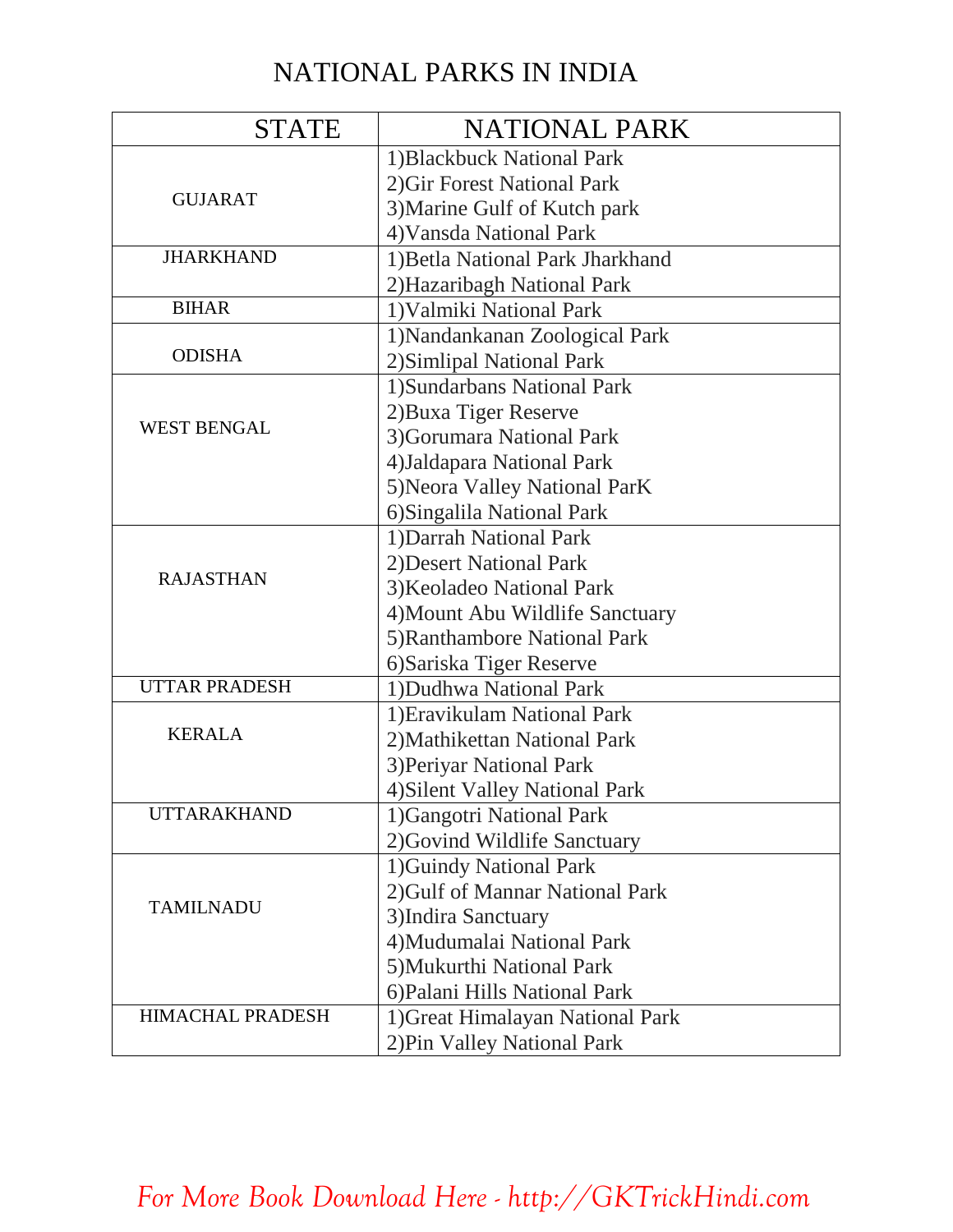# NATIONAL PARKS IN INDIA

| STATE | NATIONAL PARK |
|---|---|
| GUJARAT | 1)Blackbuck National Park<br>2)Gir Forest National Park<br>3)Marine Gulf of Kutch park<br>4)Vansda National Park |
| JHARKHAND | 1)Betla National Park Jharkhand<br>2)Hazaribagh National Park |
| BIHAR | 1)Valmiki National Park |
| ODISHA | 1)Nandankanan Zoological Park<br>2)Simlipal National Park |
| WEST BENGAL | 1)Sundarbans National Park<br>2)Buxa Tiger Reserve<br>3)Gorumara National Park<br>4)Jaldapara National Park<br>5)Neora Valley National ParK<br>6)Singalila National Park |
| RAJASTHAN | 1)Darrah National Park<br>2)Desert National Park<br>3)Keoladeo National Park<br>4)Mount Abu Wildlife Sanctuary<br>5)Ranthambore National Park<br>6)Sariska Tiger Reserve |
| UTTAR PRADESH | 1)Dudhwa National Park |
| KERALA | 1)Eravikulam National Park<br>2)Mathikettan National Park<br>3)Periyar National Park<br>4)Silent Valley National Park |
| UTTARAKHAND | 1)Gangotri National Park<br>2)Govind Wildlife Sanctuary |
| TAMILNADU | 1)Guindy National Park<br>2)Gulf of Mannar National Park<br>3)Indira Sanctuary<br>4)Mudumalai National Park<br>5)Mukurthi National Park<br>6)Palani Hills National Park |
| HIMACHAL PRADESH | 1)Great Himalayan National Park<br>2)Pin Valley National Park |

*For More Book Download Here - http://GKTrickHindi.com*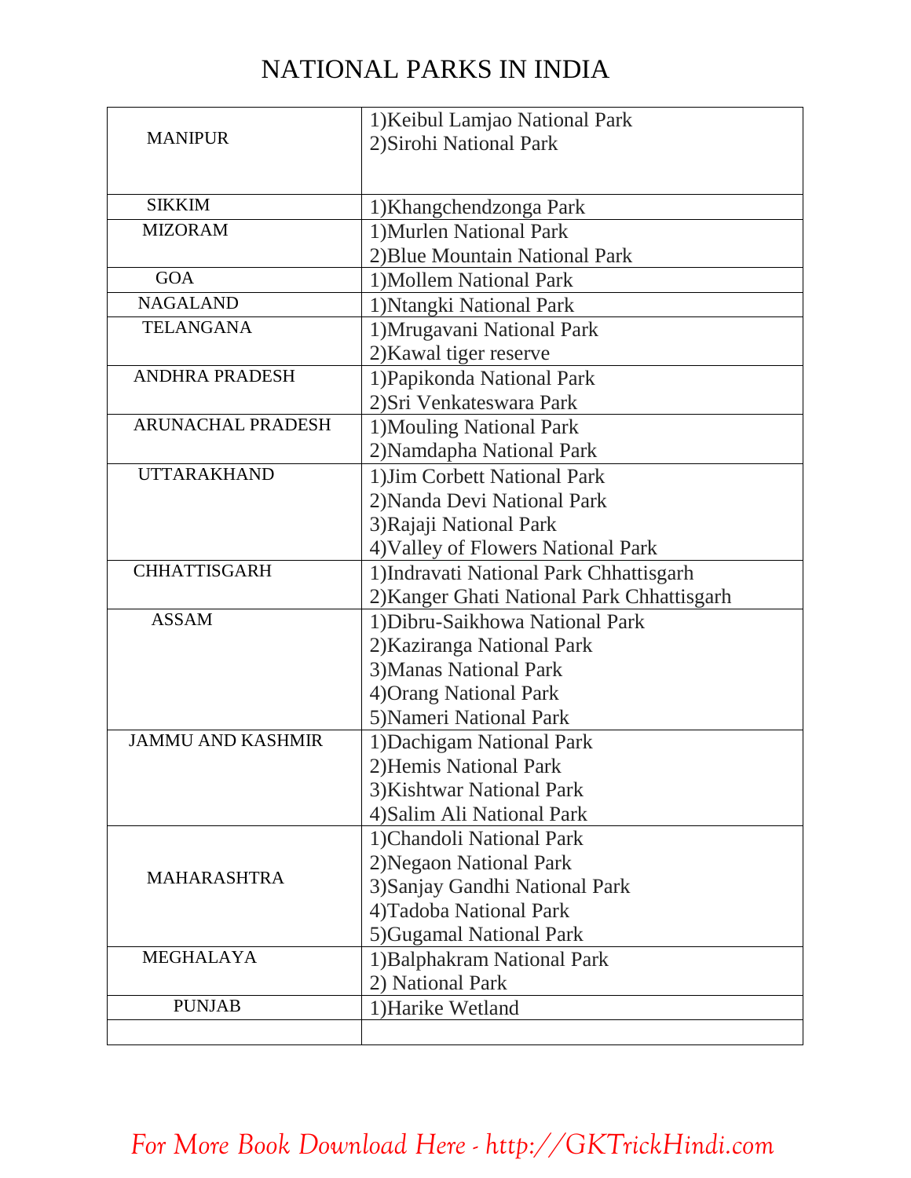# NATIONAL PARKS IN INDIA

| | |
|---|---|
| MANIPUR | 1)Keibul Lamjao National Park<br>2)Sirohi National Park |
| SIKKIM | 1)Khangchendzonga Park |
| MIZORAM | 1)Murlen National Park<br>2)Blue Mountain National Park |
| GOA | 1)Mollem National Park |
| NAGALAND | 1)Ntangki National Park |
| TELANGANA | 1)Mrugavani National Park<br>2)Kawal tiger reserve |
| ANDHRA PRADESH | 1)Papikonda National Park<br>2)Sri Venkateswara Park |
| ARUNACHAL PRADESH | 1)Mouling National Park<br>2)Namdapha National Park |
| UTTARAKHAND | 1)Jim Corbett National Park<br>2)Nanda Devi National Park<br>3)Rajaji National Park<br>4)Valley of Flowers National Park |
| CHHATTISGARH | 1)Indravati National Park Chhattisgarh<br>2)Kanger Ghati National Park Chhattisgarh |
| ASSAM | 1)Dibru-Saikhowa National Park<br>2)Kaziranga National Park<br>3)Manas National Park<br>4)Orang National Park<br>5)Nameri National Park |
| JAMMU AND KASHMIR | 1)Dachigam National Park<br>2)Hemis National Park<br>3)Kishtwar National Park<br>4)Salim Ali National Park |
| MAHARASHTRA | 1)Chandoli National Park<br>2)Negaon National Park<br>3)Sanjay Gandhi National Park<br>4)Tadoba National Park<br>5)Gugamal National Park |
| MEGHALAYA | 1)Balphakram National Park<br>2) National Park |
| PUNJAB | 1)Harike Wetland |
| | |

*For More Book Download Here - http://GKTrickHindi.com*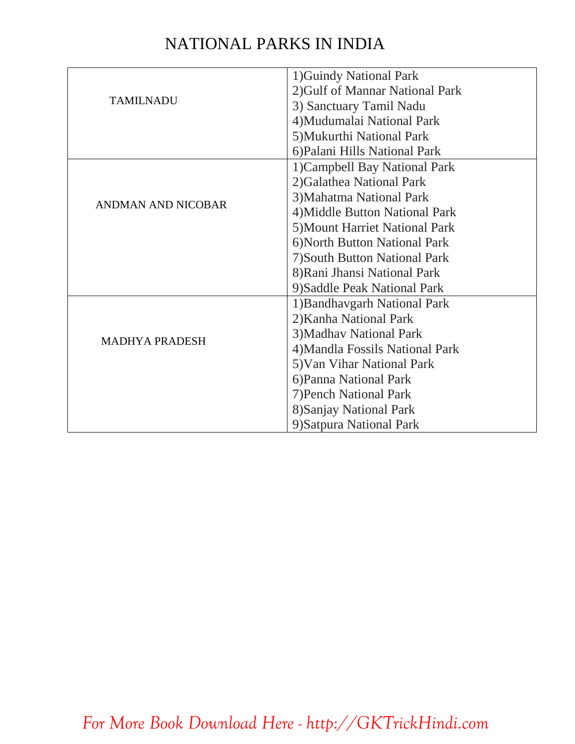# NATIONAL PARKS IN INDIA

| | |
|---|---|
| TAMILNADU | 1)Guindy National Park<br>2)Gulf of Mannar National Park<br>3) Sanctuary Tamil Nadu<br>4)Mudumalai National Park<br>5)Mukurthi National Park<br>6)Palani Hills National Park |
| ANDMAN AND NICOBAR | 1)Campbell Bay National Park<br>2)Galathea National Park<br>3)Mahatma National Park<br>4)Middle Button National Park<br>5)Mount Harriet National Park<br>6)North Button National Park<br>7)South Button National Park<br>8)Rani Jhansi National Park<br>9)Saddle Peak National Park |
| MADHYA PRADESH | 1)Bandhavgarh National Park<br>2)Kanha National Park<br>3)Madhav National Park<br>4)Mandla Fossils National Park<br>5)Van Vihar National Park<br>6)Panna National Park<br>7)Pench National Park<br>8)Sanjay National Park<br>9)Satpura National Park |

*For More Book Download Here - http://GKTrickHindi.com*